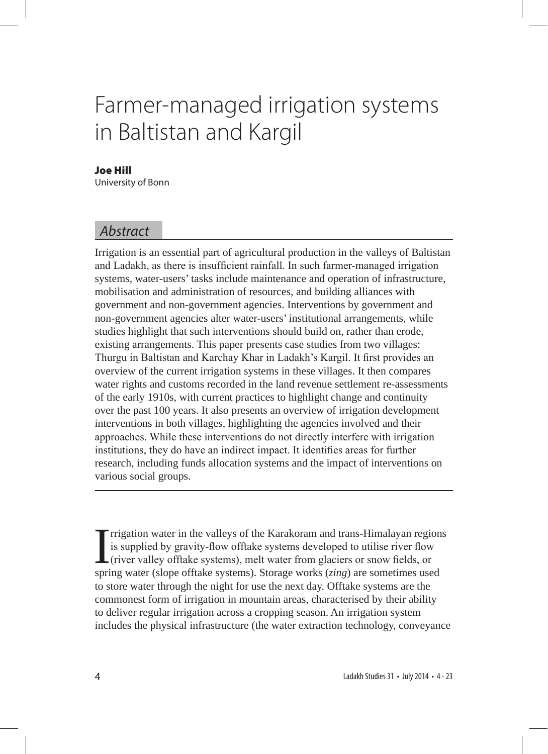# Farmer-managed irrigation systems in Baltistan and Kargil

**Joe Hill**
University of Bonn

## *Abstract*

Irrigation is an essential part of agricultural production in the valleys of Baltistan and Ladakh, as there is insufficient rainfall. In such farmer-managed irrigation systems, water-users' tasks include maintenance and operation of infrastructure, mobilisation and administration of resources, and building alliances with government and non-government agencies. Interventions by government and non-government agencies alter water-users' institutional arrangements, while studies highlight that such interventions should build on, rather than erode, existing arrangements. This paper presents case studies from two villages: Thurgu in Baltistan and Karchay Khar in Ladakh's Kargil. It first provides an overview of the current irrigation systems in these villages. It then compares water rights and customs recorded in the land revenue settlement re-assessments of the early 1910s, with current practices to highlight change and continuity over the past 100 years. It also presents an overview of irrigation development interventions in both villages, highlighting the agencies involved and their approaches. While these interventions do not directly interfere with irrigation institutions, they do have an indirect impact. It identifies areas for further research, including funds allocation systems and the impact of interventions on various social groups.

---

Irrigation water in the valleys of the Karakoram and trans-Himalayan regions is supplied by gravity-flow offtake systems developed to utilise river flow (river valley offtake systems), melt water from glaciers or snow fields, or spring water (slope offtake systems). Storage works (*zing*) are sometimes used to store water through the night for use the next day. Offtake systems are the commonest form of irrigation in mountain areas, characterised by their ability to deliver regular irrigation across a cropping season. An irrigation system includes the physical infrastructure (the water extraction technology, conveyance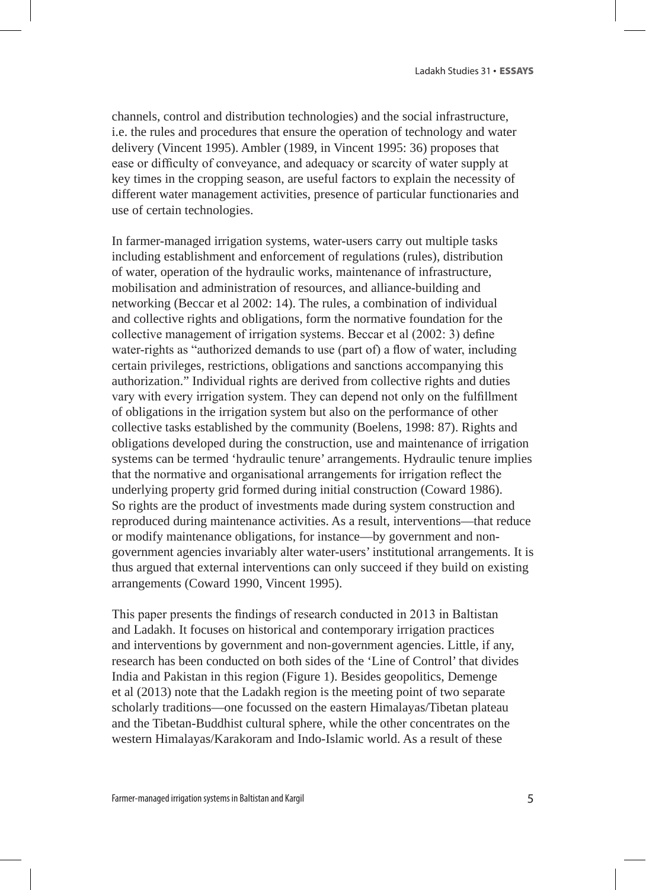channels, control and distribution technologies) and the social infrastructure, i.e. the rules and procedures that ensure the operation of technology and water delivery (Vincent 1995). Ambler (1989, in Vincent 1995: 36) proposes that ease or difficulty of conveyance, and adequacy or scarcity of water supply at key times in the cropping season, are useful factors to explain the necessity of different water management activities, presence of particular functionaries and use of certain technologies.

In farmer-managed irrigation systems, water-users carry out multiple tasks including establishment and enforcement of regulations (rules), distribution of water, operation of the hydraulic works, maintenance of infrastructure, mobilisation and administration of resources, and alliance-building and networking (Beccar et al 2002: 14). The rules, a combination of individual and collective rights and obligations, form the normative foundation for the collective management of irrigation systems. Beccar et al (2002: 3) define water-rights as "authorized demands to use (part of) a flow of water, including certain privileges, restrictions, obligations and sanctions accompanying this authorization." Individual rights are derived from collective rights and duties vary with every irrigation system. They can depend not only on the fulfillment of obligations in the irrigation system but also on the performance of other collective tasks established by the community (Boelens, 1998: 87). Rights and obligations developed during the construction, use and maintenance of irrigation systems can be termed 'hydraulic tenure' arrangements. Hydraulic tenure implies that the normative and organisational arrangements for irrigation reflect the underlying property grid formed during initial construction (Coward 1986). So rights are the product of investments made during system construction and reproduced during maintenance activities. As a result, interventions—that reduce or modify maintenance obligations, for instance—by government and non-government agencies invariably alter water-users' institutional arrangements. It is thus argued that external interventions can only succeed if they build on existing arrangements (Coward 1990, Vincent 1995).

This paper presents the findings of research conducted in 2013 in Baltistan and Ladakh. It focuses on historical and contemporary irrigation practices and interventions by government and non-government agencies. Little, if any, research has been conducted on both sides of the 'Line of Control' that divides India and Pakistan in this region (Figure 1). Besides geopolitics, Demenge et al (2013) note that the Ladakh region is the meeting point of two separate scholarly traditions—one focussed on the eastern Himalayas/Tibetan plateau and the Tibetan-Buddhist cultural sphere, while the other concentrates on the western Himalayas/Karakoram and Indo-Islamic world. As a result of these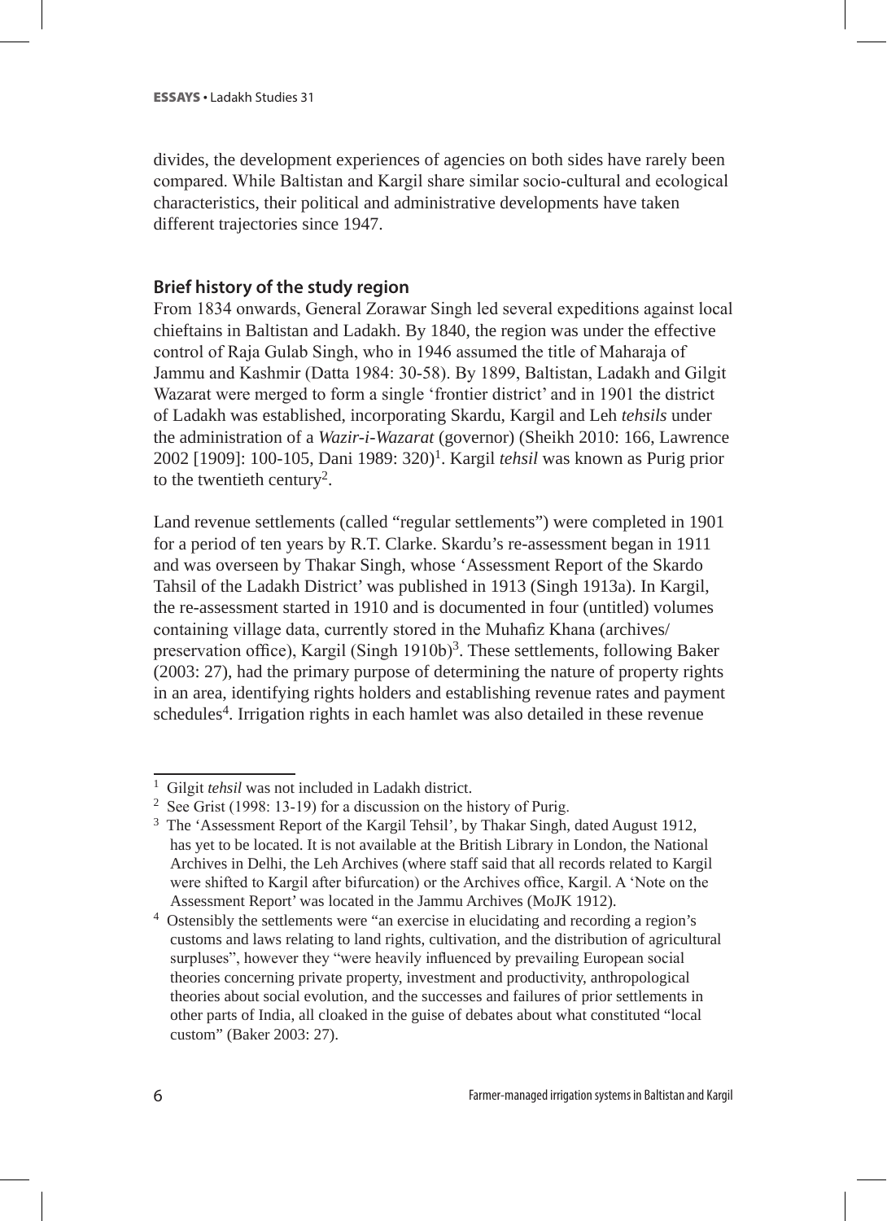divides, the development experiences of agencies on both sides have rarely been compared. While Baltistan and Kargil share similar socio-cultural and ecological characteristics, their political and administrative developments have taken different trajectories since 1947.

## Brief history of the study region

From 1834 onwards, General Zorawar Singh led several expeditions against local chieftains in Baltistan and Ladakh. By 1840, the region was under the effective control of Raja Gulab Singh, who in 1946 assumed the title of Maharaja of Jammu and Kashmir (Datta 1984: 30-58). By 1899, Baltistan, Ladakh and Gilgit Wazarat were merged to form a single 'frontier district' and in 1901 the district of Ladakh was established, incorporating Skardu, Kargil and Leh *tehsils* under the administration of a *Wazir-i-Wazarat* (governor) (Sheikh 2010: 166, Lawrence 2002 [1909]: 100-105, Dani 1989: 320)[1]. Kargil *tehsil* was known as Purig prior to the twentieth century[2].

Land revenue settlements (called "regular settlements") were completed in 1901 for a period of ten years by R.T. Clarke. Skardu's re-assessment began in 1911 and was overseen by Thakar Singh, whose 'Assessment Report of the Skardo Tahsil of the Ladakh District' was published in 1913 (Singh 1913a). In Kargil, the re-assessment started in 1910 and is documented in four (untitled) volumes containing village data, currently stored in the Muhafiz Khana (archives/preservation office), Kargil (Singh 1910b)[3]. These settlements, following Baker (2003: 27), had the primary purpose of determining the nature of property rights in an area, identifying rights holders and establishing revenue rates and payment schedules[4]. Irrigation rights in each hamlet was also detailed in these revenue

---

[1] Gilgit *tehsil* was not included in Ladakh district.

[2] See Grist (1998: 13-19) for a discussion on the history of Purig.

[3] The 'Assessment Report of the Kargil Tehsil', by Thakar Singh, dated August 1912, has yet to be located. It is not available at the British Library in London, the National Archives in Delhi, the Leh Archives (where staff said that all records related to Kargil were shifted to Kargil after bifurcation) or the Archives office, Kargil. A 'Note on the Assessment Report' was located in the Jammu Archives (MoJK 1912).

[4] Ostensibly the settlements were "an exercise in elucidating and recording a region's customs and laws relating to land rights, cultivation, and the distribution of agricultural surpluses", however they "were heavily influenced by prevailing European social theories concerning private property, investment and productivity, anthropological theories about social evolution, and the successes and failures of prior settlements in other parts of India, all cloaked in the guise of debates about what constituted "local custom" (Baker 2003: 27).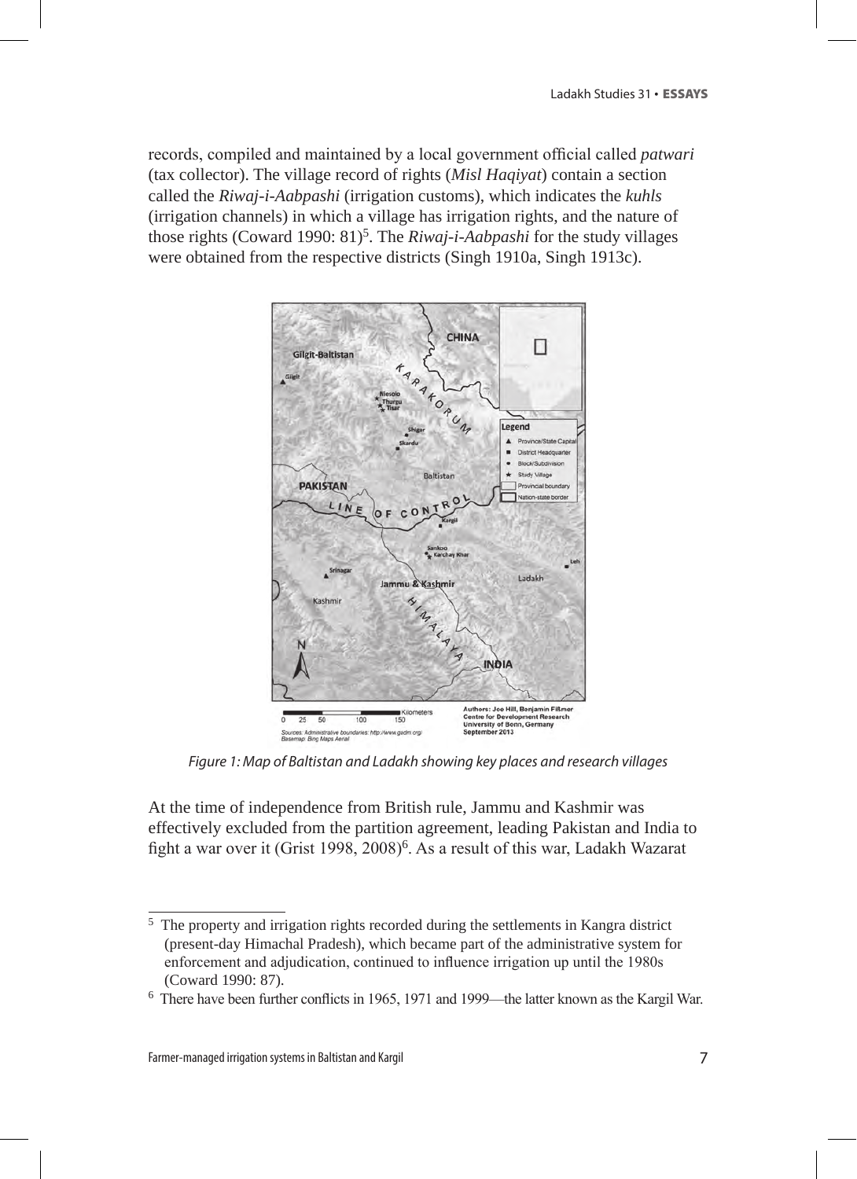records, compiled and maintained by a local government official called *patwari* (tax collector). The village record of rights (*Misl Haqiyat*) contain a section called the *Riwaj-i-Aabpashi* (irrigation customs), which indicates the *kuhls* (irrigation channels) in which a village has irrigation rights, and the nature of those rights (Coward 1990: 81)[5]. The *Riwaj-i-Aabpashi* for the study villages were obtained from the respective districts (Singh 1910a, Singh 1913c).

*Figure 1: Map of Baltistan and Ladakh showing key places and research villages*

At the time of independence from British rule, Jammu and Kashmir was effectively excluded from the partition agreement, leading Pakistan and India to fight a war over it (Grist 1998, 2008)[6]. As a result of this war, Ladakh Wazarat

---

[5] The property and irrigation rights recorded during the settlements in Kangra district (present-day Himachal Pradesh), which became part of the administrative system for enforcement and adjudication, continued to influence irrigation up until the 1980s (Coward 1990: 87).

[6] There have been further conflicts in 1965, 1971 and 1999—the latter known as the Kargil War.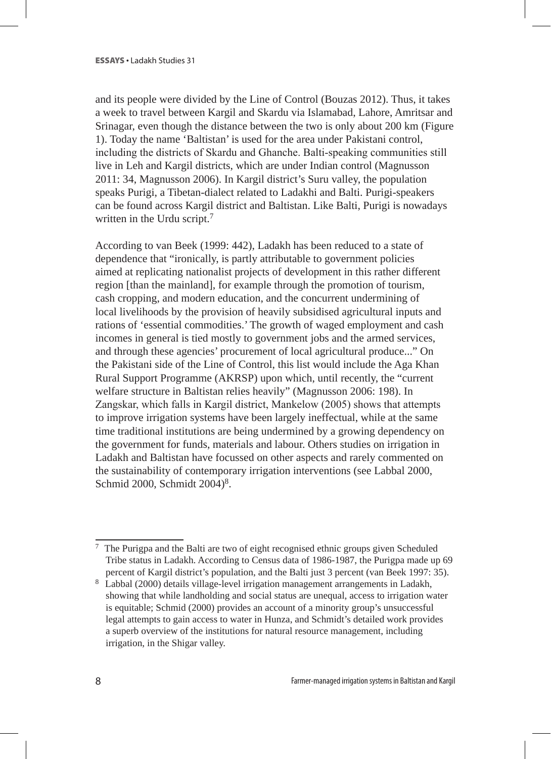and its people were divided by the Line of Control (Bouzas 2012). Thus, it takes a week to travel between Kargil and Skardu via Islamabad, Lahore, Amritsar and Srinagar, even though the distance between the two is only about 200 km (Figure 1). Today the name 'Baltistan' is used for the area under Pakistani control, including the districts of Skardu and Ghanche. Balti-speaking communities still live in Leh and Kargil districts, which are under Indian control (Magnusson 2011: 34, Magnusson 2006). In Kargil district's Suru valley, the population speaks Purigi, a Tibetan-dialect related to Ladakhi and Balti. Purigi-speakers can be found across Kargil district and Baltistan. Like Balti, Purigi is nowadays written in the Urdu script.[7]

According to van Beek (1999: 442), Ladakh has been reduced to a state of dependence that "ironically, is partly attributable to government policies aimed at replicating nationalist projects of development in this rather different region [than the mainland], for example through the promotion of tourism, cash cropping, and modern education, and the concurrent undermining of local livelihoods by the provision of heavily subsidised agricultural inputs and rations of 'essential commodities.' The growth of waged employment and cash incomes in general is tied mostly to government jobs and the armed services, and through these agencies' procurement of local agricultural produce..." On the Pakistani side of the Line of Control, this list would include the Aga Khan Rural Support Programme (AKRSP) upon which, until recently, the "current welfare structure in Baltistan relies heavily" (Magnusson 2006: 198). In Zangskar, which falls in Kargil district, Mankelow (2005) shows that attempts to improve irrigation systems have been largely ineffectual, while at the same time traditional institutions are being undermined by a growing dependency on the government for funds, materials and labour. Others studies on irrigation in Ladakh and Baltistan have focussed on other aspects and rarely commented on the sustainability of contemporary irrigation interventions (see Labbal 2000, Schmid 2000, Schmidt 2004)[8].

---

[7] The Purigpa and the Balti are two of eight recognised ethnic groups given Scheduled Tribe status in Ladakh. According to Census data of 1986-1987, the Purigpa made up 69 percent of Kargil district's population, and the Balti just 3 percent (van Beek 1997: 35).

[8] Labbal (2000) details village-level irrigation management arrangements in Ladakh, showing that while landholding and social status are unequal, access to irrigation water is equitable; Schmid (2000) provides an account of a minority group's unsuccessful legal attempts to gain access to water in Hunza, and Schmidt's detailed work provides a superb overview of the institutions for natural resource management, including irrigation, in the Shigar valley.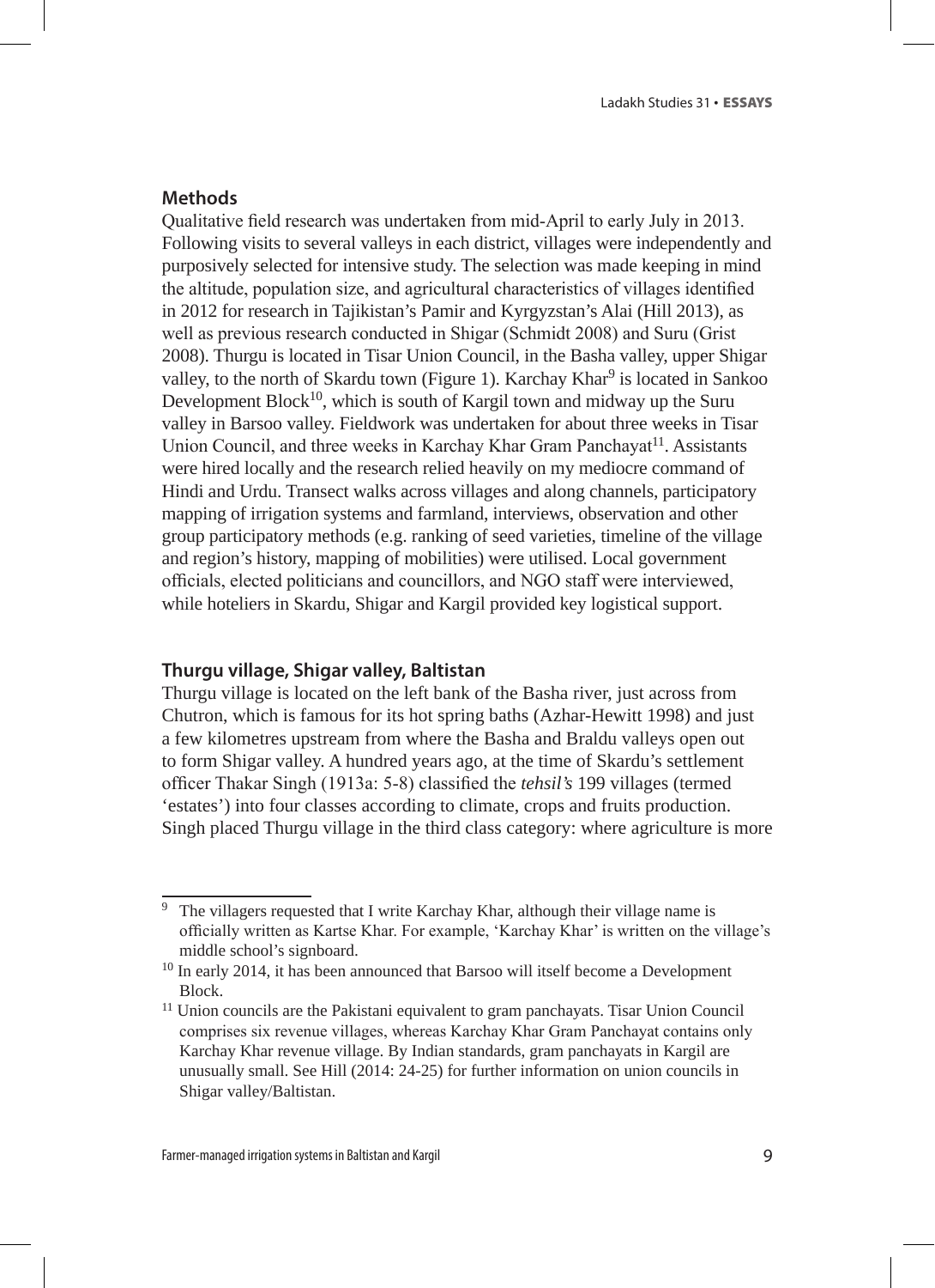## Methods

Qualitative field research was undertaken from mid-April to early July in 2013. Following visits to several valleys in each district, villages were independently and purposively selected for intensive study. The selection was made keeping in mind the altitude, population size, and agricultural characteristics of villages identified in 2012 for research in Tajikistan's Pamir and Kyrgyzstan's Alai (Hill 2013), as well as previous research conducted in Shigar (Schmidt 2008) and Suru (Grist 2008). Thurgu is located in Tisar Union Council, in the Basha valley, upper Shigar valley, to the north of Skardu town (Figure 1). Karchay Khar[9] is located in Sankoo Development Block[10], which is south of Kargil town and midway up the Suru valley in Barsoo valley. Fieldwork was undertaken for about three weeks in Tisar Union Council, and three weeks in Karchay Khar Gram Panchayat[11]. Assistants were hired locally and the research relied heavily on my mediocre command of Hindi and Urdu. Transect walks across villages and along channels, participatory mapping of irrigation systems and farmland, interviews, observation and other group participatory methods (e.g. ranking of seed varieties, timeline of the village and region's history, mapping of mobilities) were utilised. Local government officials, elected politicians and councillors, and NGO staff were interviewed, while hoteliers in Skardu, Shigar and Kargil provided key logistical support.

## Thurgu village, Shigar valley, Baltistan

Thurgu village is located on the left bank of the Basha river, just across from Chutron, which is famous for its hot spring baths (Azhar-Hewitt 1998) and just a few kilometres upstream from where the Basha and Braldu valleys open out to form Shigar valley. A hundred years ago, at the time of Skardu's settlement officer Thakar Singh (1913a: 5-8) classified the *tehsil's* 199 villages (termed 'estates') into four classes according to climate, crops and fruits production. Singh placed Thurgu village in the third class category: where agriculture is more

---

[9] The villagers requested that I write Karchay Khar, although their village name is officially written as Kartse Khar. For example, 'Karchay Khar' is written on the village's middle school's signboard.

[10] In early 2014, it has been announced that Barsoo will itself become a Development Block.

[11] Union councils are the Pakistani equivalent to gram panchayats. Tisar Union Council comprises six revenue villages, whereas Karchay Khar Gram Panchayat contains only Karchay Khar revenue village. By Indian standards, gram panchayats in Kargil are unusually small. See Hill (2014: 24-25) for further information on union councils in Shigar valley/Baltistan.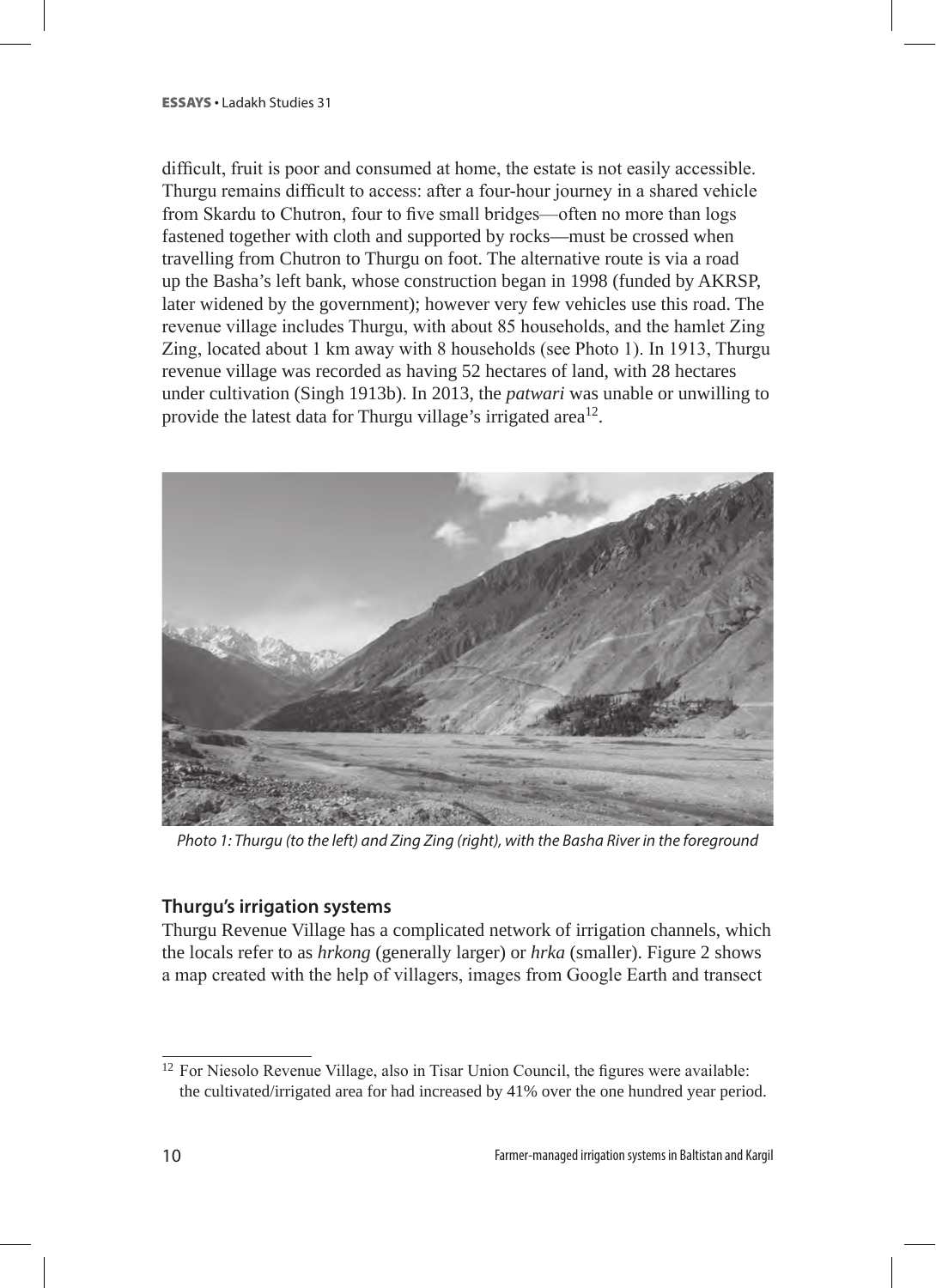difficult, fruit is poor and consumed at home, the estate is not easily accessible. Thurgu remains difficult to access: after a four-hour journey in a shared vehicle from Skardu to Chutron, four to five small bridges—often no more than logs fastened together with cloth and supported by rocks—must be crossed when travelling from Chutron to Thurgu on foot. The alternative route is via a road up the Basha's left bank, whose construction began in 1998 (funded by AKRSP, later widened by the government); however very few vehicles use this road. The revenue village includes Thurgu, with about 85 households, and the hamlet Zing Zing, located about 1 km away with 8 households (see Photo 1). In 1913, Thurgu revenue village was recorded as having 52 hectares of land, with 28 hectares under cultivation (Singh 1913b). In 2013, the *patwari* was unable or unwilling to provide the latest data for Thurgu village's irrigated area[12].

*Photo 1: Thurgu (to the left) and Zing Zing (right), with the Basha River in the foreground*

## Thurgu's irrigation systems

Thurgu Revenue Village has a complicated network of irrigation channels, which the locals refer to as *hrkong* (generally larger) or *hrka* (smaller). Figure 2 shows a map created with the help of villagers, images from Google Earth and transect

[12] For Niesolo Revenue Village, also in Tisar Union Council, the figures were available: the cultivated/irrigated area for had increased by 41% over the one hundred year period.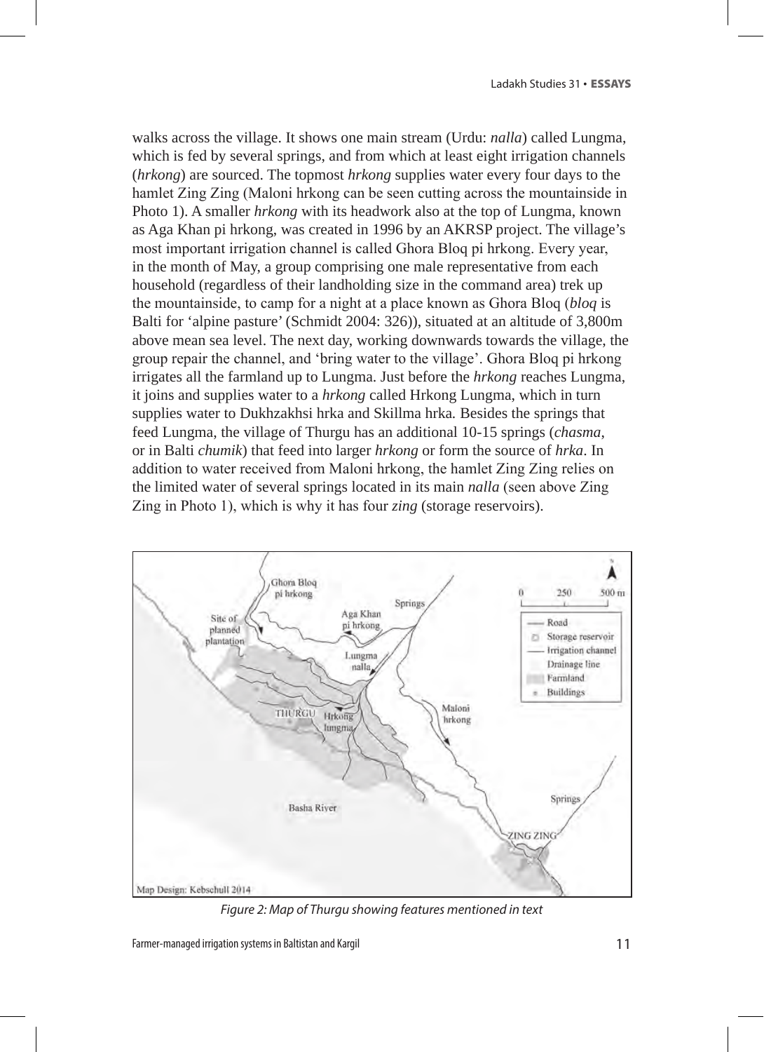walks across the village. It shows one main stream (Urdu: *nalla*) called Lungma, which is fed by several springs, and from which at least eight irrigation channels (*hrkong*) are sourced. The topmost *hrkong* supplies water every four days to the hamlet Zing Zing (Maloni hrkong can be seen cutting across the mountainside in Photo 1). A smaller *hrkong* with its headwork also at the top of Lungma, known as Aga Khan pi hrkong, was created in 1996 by an AKRSP project. The village's most important irrigation channel is called Ghora Bloq pi hrkong. Every year, in the month of May, a group comprising one male representative from each household (regardless of their landholding size in the command area) trek up the mountainside, to camp for a night at a place known as Ghora Bloq (*bloq* is Balti for 'alpine pasture' (Schmidt 2004: 326)), situated at an altitude of 3,800m above mean sea level. The next day, working downwards towards the village, the group repair the channel, and 'bring water to the village'. Ghora Bloq pi hrkong irrigates all the farmland up to Lungma. Just before the *hrkong* reaches Lungma, it joins and supplies water to a *hrkong* called Hrkong Lungma, which in turn supplies water to Dukhzakhsi hrka and Skillma hrka. Besides the springs that feed Lungma, the village of Thurgu has an additional 10-15 springs (*chasma*, or in Balti *chumik*) that feed into larger *hrkong* or form the source of *hrka*. In addition to water received from Maloni hrkong, the hamlet Zing Zing relies on the limited water of several springs located in its main *nalla* (seen above Zing Zing in Photo 1), which is why it has four *zing* (storage reservoirs).

*Figure 2: Map of Thurgu showing features mentioned in text*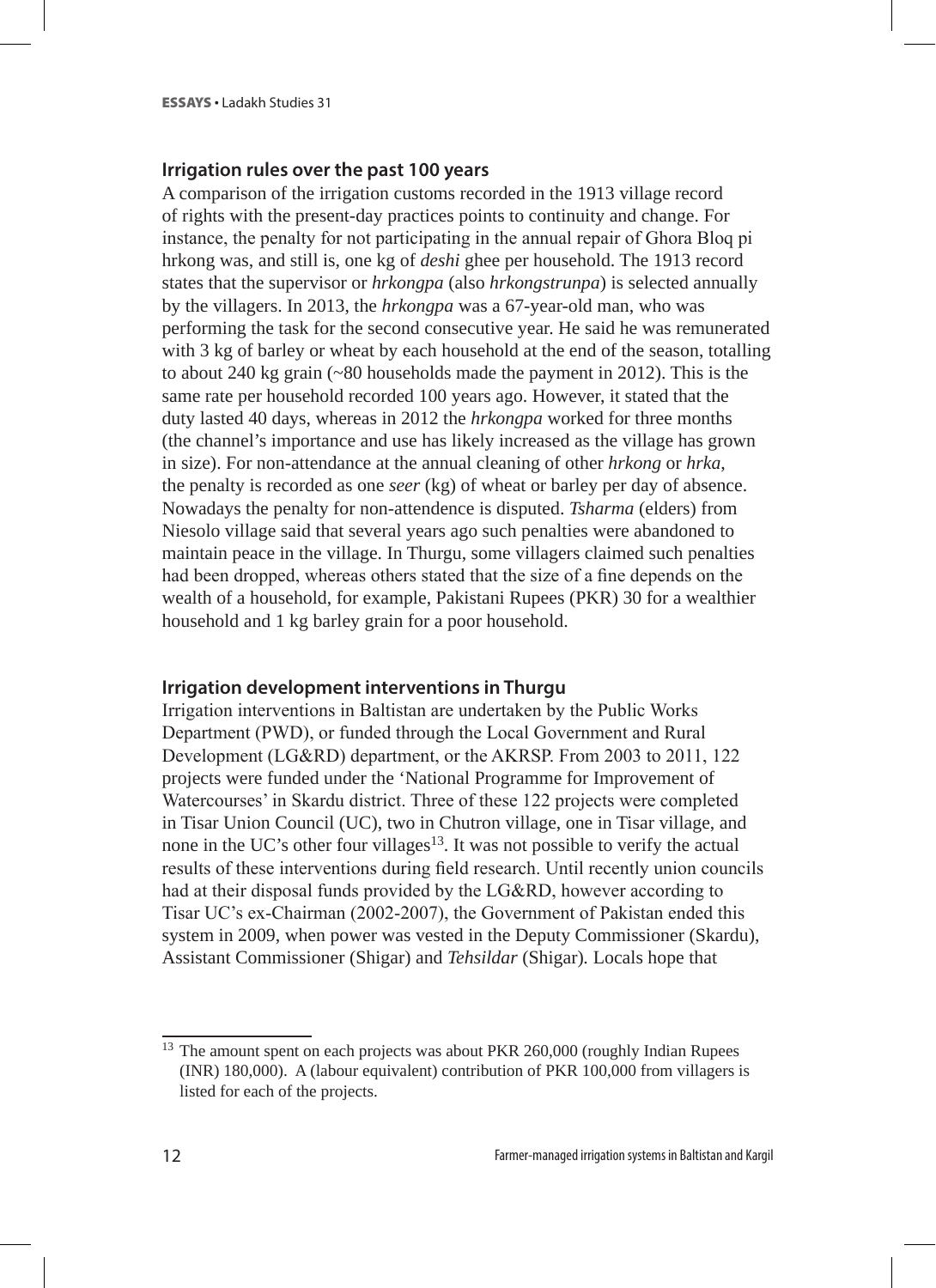## Irrigation rules over the past 100 years

A comparison of the irrigation customs recorded in the 1913 village record of rights with the present-day practices points to continuity and change. For instance, the penalty for not participating in the annual repair of Ghora Bloq pi hrkong was, and still is, one kg of *deshi* ghee per household. The 1913 record states that the supervisor or *hrkongpa* (also *hrkongstrunpa*) is selected annually by the villagers. In 2013, the *hrkongpa* was a 67-year-old man, who was performing the task for the second consecutive year. He said he was remunerated with 3 kg of barley or wheat by each household at the end of the season, totalling to about 240 kg grain (~80 households made the payment in 2012). This is the same rate per household recorded 100 years ago. However, it stated that the duty lasted 40 days, whereas in 2012 the *hrkongpa* worked for three months (the channel's importance and use has likely increased as the village has grown in size). For non-attendance at the annual cleaning of other *hrkong* or *hrka*, the penalty is recorded as one *seer* (kg) of wheat or barley per day of absence. Nowadays the penalty for non-attendence is disputed. *Tsharma* (elders) from Niesolo village said that several years ago such penalties were abandoned to maintain peace in the village. In Thurgu, some villagers claimed such penalties had been dropped, whereas others stated that the size of a fine depends on the wealth of a household, for example, Pakistani Rupees (PKR) 30 for a wealthier household and 1 kg barley grain for a poor household.

## Irrigation development interventions in Thurgu

Irrigation interventions in Baltistan are undertaken by the Public Works Department (PWD), or funded through the Local Government and Rural Development (LG&RD) department, or the AKRSP. From 2003 to 2011, 122 projects were funded under the 'National Programme for Improvement of Watercourses' in Skardu district. Three of these 122 projects were completed in Tisar Union Council (UC), two in Chutron village, one in Tisar village, and none in the UC's other four villages[13]. It was not possible to verify the actual results of these interventions during field research. Until recently union councils had at their disposal funds provided by the LG&RD, however according to Tisar UC's ex-Chairman (2002-2007), the Government of Pakistan ended this system in 2009, when power was vested in the Deputy Commissioner (Skardu), Assistant Commissioner (Shigar) and *Tehsildar* (Shigar). Locals hope that

---

[13] The amount spent on each projects was about PKR 260,000 (roughly Indian Rupees (INR) 180,000). A (labour equivalent) contribution of PKR 100,000 from villagers is listed for each of the projects.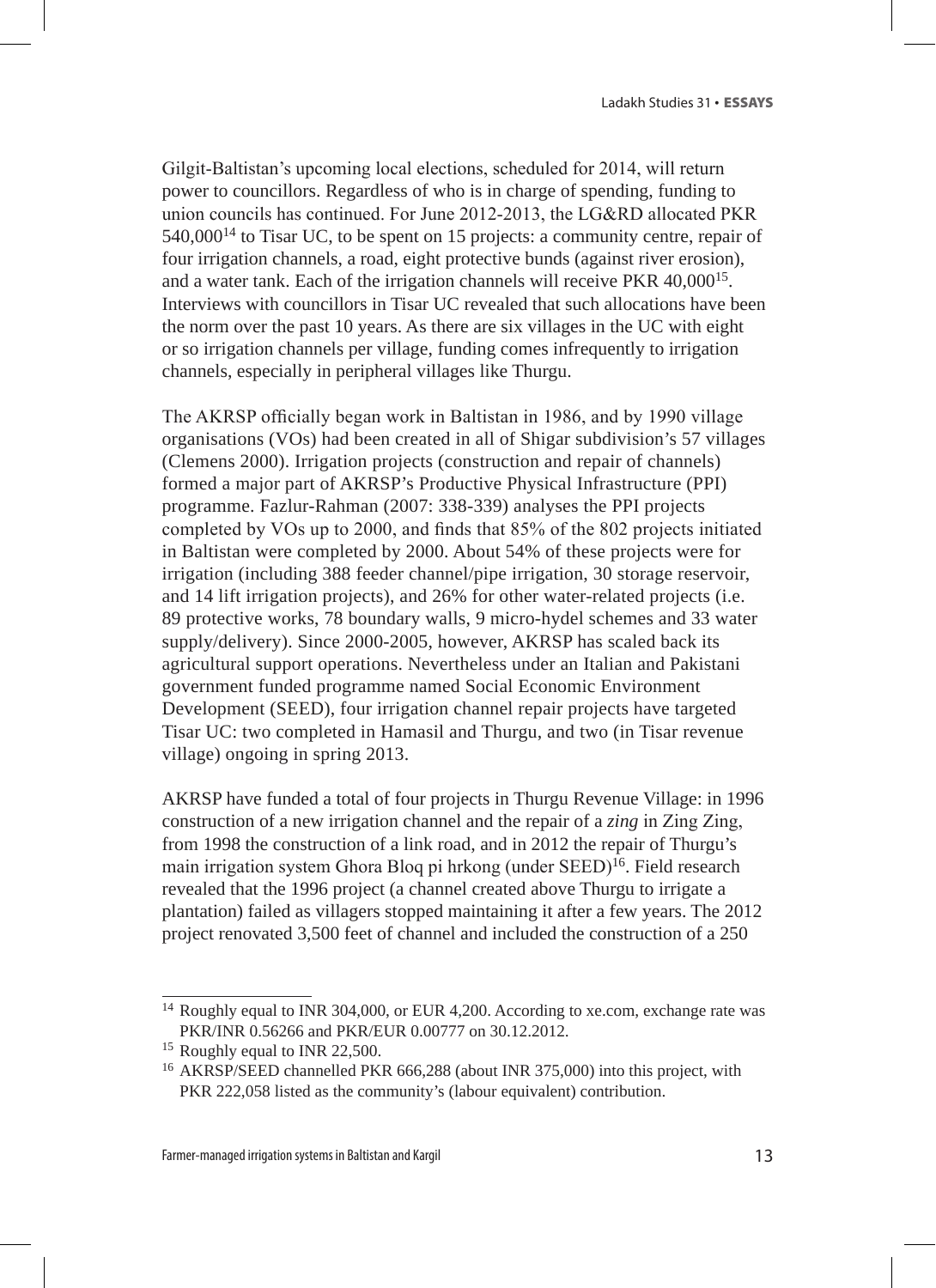Gilgit-Baltistan's upcoming local elections, scheduled for 2014, will return power to councillors. Regardless of who is in charge of spending, funding to union councils has continued. For June 2012-2013, the LG&RD allocated PKR 540,000[14] to Tisar UC, to be spent on 15 projects: a community centre, repair of four irrigation channels, a road, eight protective bunds (against river erosion), and a water tank. Each of the irrigation channels will receive PKR 40,000[15]. Interviews with councillors in Tisar UC revealed that such allocations have been the norm over the past 10 years. As there are six villages in the UC with eight or so irrigation channels per village, funding comes infrequently to irrigation channels, especially in peripheral villages like Thurgu.

The AKRSP officially began work in Baltistan in 1986, and by 1990 village organisations (VOs) had been created in all of Shigar subdivision's 57 villages (Clemens 2000). Irrigation projects (construction and repair of channels) formed a major part of AKRSP's Productive Physical Infrastructure (PPI) programme. Fazlur-Rahman (2007: 338-339) analyses the PPI projects completed by VOs up to 2000, and finds that 85% of the 802 projects initiated in Baltistan were completed by 2000. About 54% of these projects were for irrigation (including 388 feeder channel/pipe irrigation, 30 storage reservoir, and 14 lift irrigation projects), and 26% for other water-related projects (i.e. 89 protective works, 78 boundary walls, 9 micro-hydel schemes and 33 water supply/delivery). Since 2000-2005, however, AKRSP has scaled back its agricultural support operations. Nevertheless under an Italian and Pakistani government funded programme named Social Economic Environment Development (SEED), four irrigation channel repair projects have targeted Tisar UC: two completed in Hamasil and Thurgu, and two (in Tisar revenue village) ongoing in spring 2013.

AKRSP have funded a total of four projects in Thurgu Revenue Village: in 1996 construction of a new irrigation channel and the repair of a *zing* in Zing Zing, from 1998 the construction of a link road, and in 2012 the repair of Thurgu's main irrigation system Ghora Bloq pi hrkong (under SEED)[16]. Field research revealed that the 1996 project (a channel created above Thurgu to irrigate a plantation) failed as villagers stopped maintaining it after a few years. The 2012 project renovated 3,500 feet of channel and included the construction of a 250

---

[14] Roughly equal to INR 304,000, or EUR 4,200. According to xe.com, exchange rate was PKR/INR 0.56266 and PKR/EUR 0.00777 on 30.12.2012.

[15] Roughly equal to INR 22,500.

[16] AKRSP/SEED channelled PKR 666,288 (about INR 375,000) into this project, with PKR 222,058 listed as the community's (labour equivalent) contribution.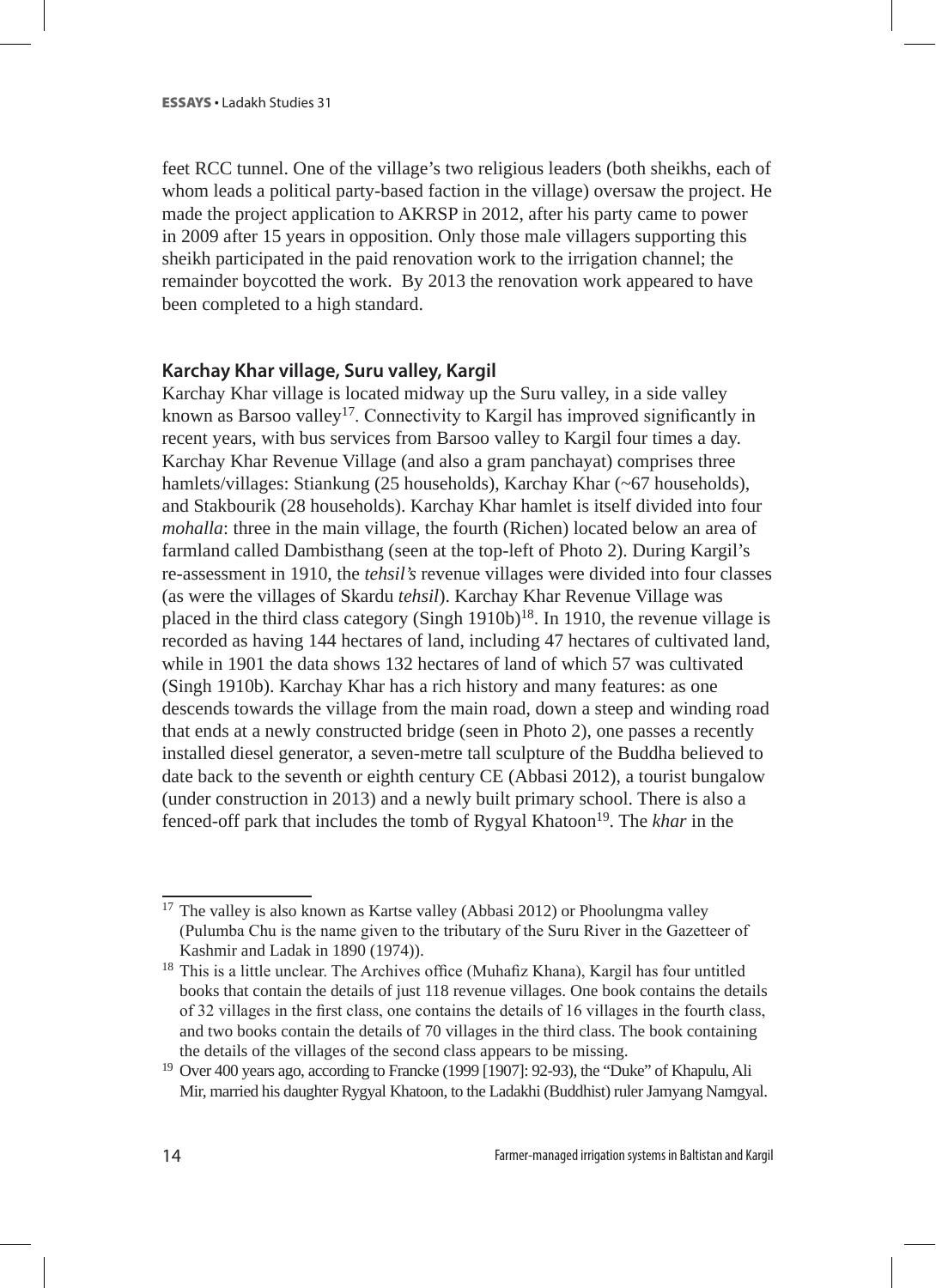feet RCC tunnel. One of the village's two religious leaders (both sheikhs, each of whom leads a political party-based faction in the village) oversaw the project. He made the project application to AKRSP in 2012, after his party came to power in 2009 after 15 years in opposition. Only those male villagers supporting this sheikh participated in the paid renovation work to the irrigation channel; the remainder boycotted the work. By 2013 the renovation work appeared to have been completed to a high standard.

### Karchay Khar village, Suru valley, Kargil

Karchay Khar village is located midway up the Suru valley, in a side valley known as Barsoo valley[17]. Connectivity to Kargil has improved significantly in recent years, with bus services from Barsoo valley to Kargil four times a day. Karchay Khar Revenue Village (and also a gram panchayat) comprises three hamlets/villages: Stiankung (25 households), Karchay Khar (~67 households), and Stakbourik (28 households). Karchay Khar hamlet is itself divided into four *mohalla*: three in the main village, the fourth (Richen) located below an area of farmland called Dambisthang (seen at the top-left of Photo 2). During Kargil's re-assessment in 1910, the *tehsil's* revenue villages were divided into four classes (as were the villages of Skardu *tehsil*). Karchay Khar Revenue Village was placed in the third class category (Singh 1910b)[18]. In 1910, the revenue village is recorded as having 144 hectares of land, including 47 hectares of cultivated land, while in 1901 the data shows 132 hectares of land of which 57 was cultivated (Singh 1910b). Karchay Khar has a rich history and many features: as one descends towards the village from the main road, down a steep and winding road that ends at a newly constructed bridge (seen in Photo 2), one passes a recently installed diesel generator, a seven-metre tall sculpture of the Buddha believed to date back to the seventh or eighth century CE (Abbasi 2012), a tourist bungalow (under construction in 2013) and a newly built primary school. There is also a fenced-off park that includes the tomb of Rygyal Khatoon[19]. The *khar* in the

---

[17] The valley is also known as Kartse valley (Abbasi 2012) or Phoolungma valley (Pulumba Chu is the name given to the tributary of the Suru River in the Gazetteer of Kashmir and Ladak in 1890 (1974)).

[18] This is a little unclear. The Archives office (Muhafiz Khana), Kargil has four untitled books that contain the details of just 118 revenue villages. One book contains the details of 32 villages in the first class, one contains the details of 16 villages in the fourth class, and two books contain the details of 70 villages in the third class. The book containing the details of the villages of the second class appears to be missing.

[19] Over 400 years ago, according to Francke (1999 [1907]: 92-93), the "Duke" of Khapulu, Ali Mir, married his daughter Rygyal Khatoon, to the Ladakhi (Buddhist) ruler Jamyang Namgyal.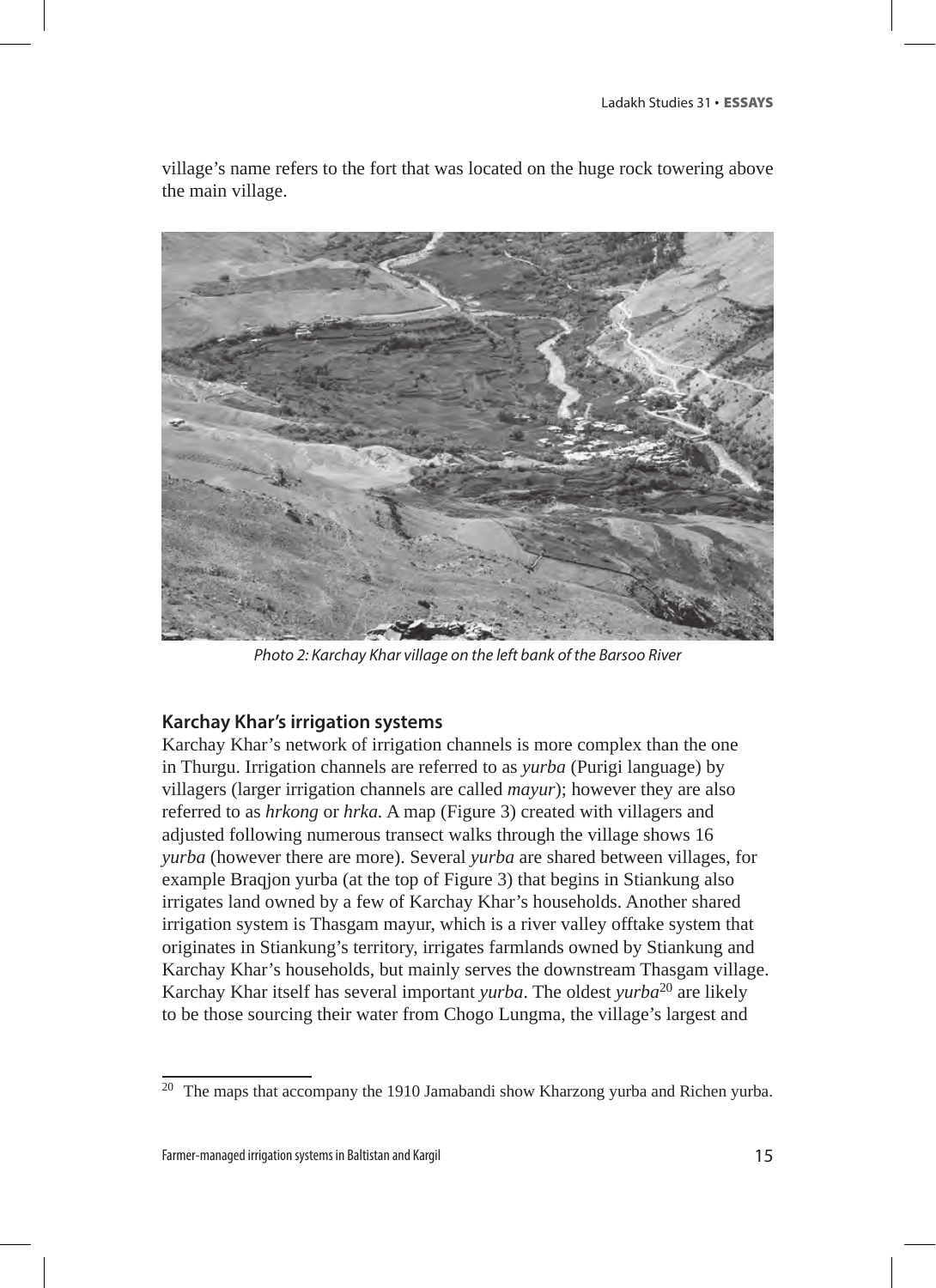village's name refers to the fort that was located on the huge rock towering above the main village.

*Photo 2: Karchay Khar village on the left bank of the Barsoo River*

### Karchay Khar's irrigation systems

Karchay Khar's network of irrigation channels is more complex than the one in Thurgu. Irrigation channels are referred to as *yurba* (Purigi language) by villagers (larger irrigation channels are called *mayur*); however they are also referred to as *hrkong* or *hrka*. A map (Figure 3) created with villagers and adjusted following numerous transect walks through the village shows 16 *yurba* (however there are more). Several *yurba* are shared between villages, for example Braqjon yurba (at the top of Figure 3) that begins in Stiankung also irrigates land owned by a few of Karchay Khar's households. Another shared irrigation system is Thasgam mayur, which is a river valley offtake system that originates in Stiankung's territory, irrigates farmlands owned by Stiankung and Karchay Khar's households, but mainly serves the downstream Thasgam village. Karchay Khar itself has several important *yurba*. The oldest *yurba*[20] are likely to be those sourcing their water from Chogo Lungma, the village's largest and

---

[20] The maps that accompany the 1910 Jamabandi show Kharzong yurba and Richen yurba.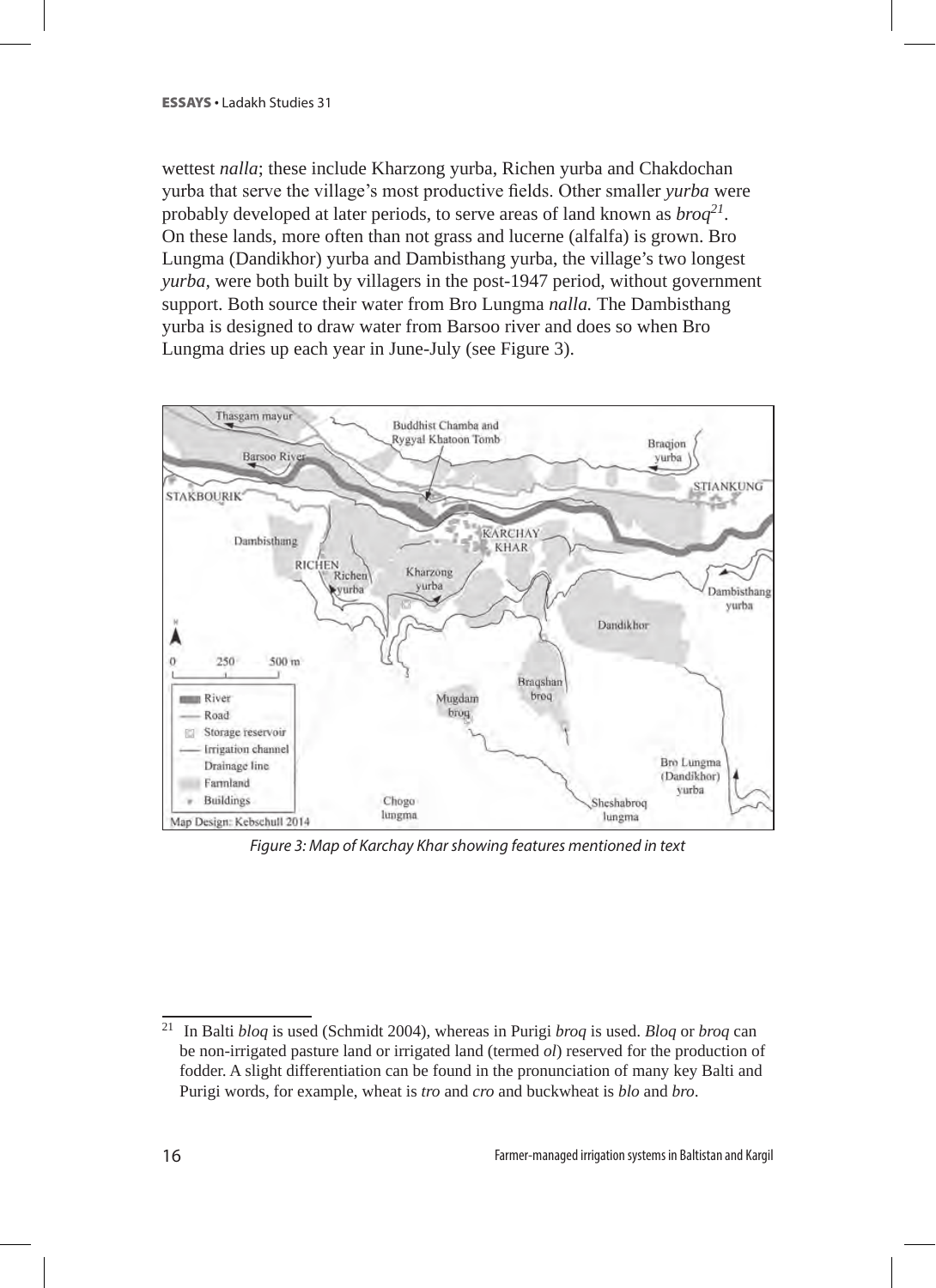wettest *nalla*; these include Kharzong yurba, Richen yurba and Chakdochan yurba that serve the village's most productive fields. Other smaller *yurba* were probably developed at later periods, to serve areas of land known as *broq*[21]. On these lands, more often than not grass and lucerne (alfalfa) is grown. Bro Lungma (Dandikhor) yurba and Dambisthang yurba, the village's two longest *yurba*, were both built by villagers in the post-1947 period, without government support. Both source their water from Bro Lungma *nalla.* The Dambisthang yurba is designed to draw water from Barsoo river and does so when Bro Lungma dries up each year in June-July (see Figure 3).

*Figure 3: Map of Karchay Khar showing features mentioned in text*

[21] In Balti *bloq* is used (Schmidt 2004), whereas in Purigi *broq* is used. *Bloq* or *broq* can be non-irrigated pasture land or irrigated land (termed *ol*) reserved for the production of fodder. A slight differentiation can be found in the pronunciation of many key Balti and Purigi words, for example, wheat is *tro* and *cro* and buckwheat is *blo* and *bro*.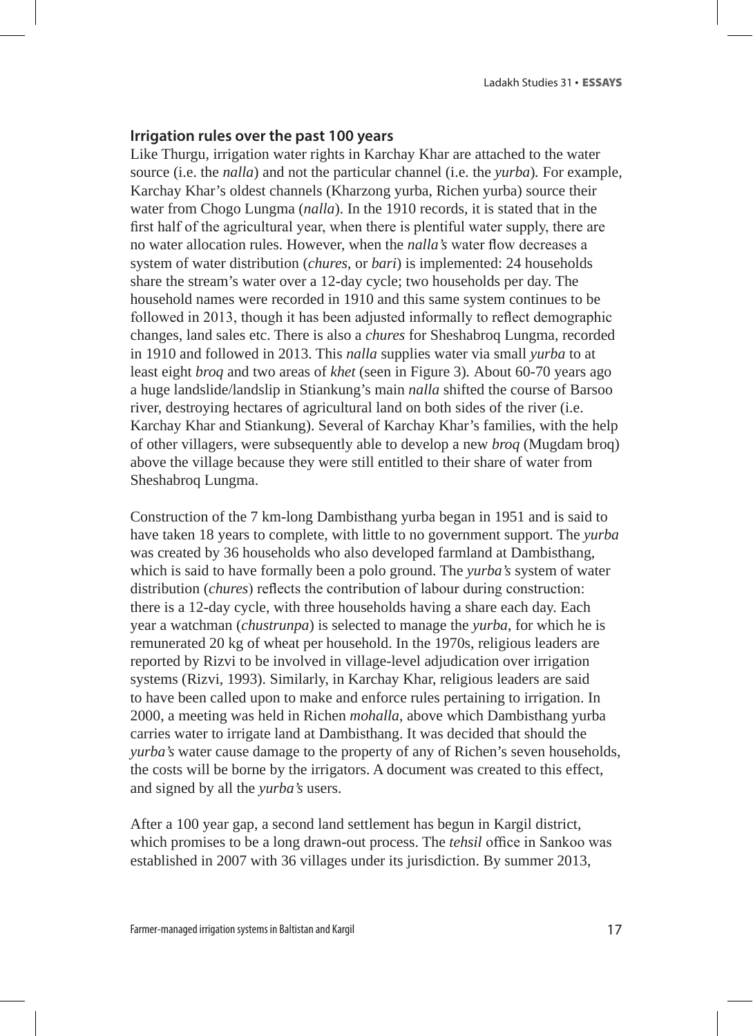### Irrigation rules over the past 100 years

Like Thurgu, irrigation water rights in Karchay Khar are attached to the water source (i.e. the *nalla*) and not the particular channel (i.e. the *yurba*). For example, Karchay Khar's oldest channels (Kharzong yurba, Richen yurba) source their water from Chogo Lungma (*nalla*). In the 1910 records, it is stated that in the first half of the agricultural year, when there is plentiful water supply, there are no water allocation rules. However, when the *nalla's* water flow decreases a system of water distribution (*chures*, or *bari*) is implemented: 24 households share the stream's water over a 12-day cycle; two households per day. The household names were recorded in 1910 and this same system continues to be followed in 2013, though it has been adjusted informally to reflect demographic changes, land sales etc. There is also a *chures* for Sheshabroq Lungma, recorded in 1910 and followed in 2013. This *nalla* supplies water via small *yurba* to at least eight *broq* and two areas of *khet* (seen in Figure 3). About 60-70 years ago a huge landslide/landslip in Stiankung's main *nalla* shifted the course of Barsoo river, destroying hectares of agricultural land on both sides of the river (i.e. Karchay Khar and Stiankung). Several of Karchay Khar's families, with the help of other villagers, were subsequently able to develop a new *broq* (Mugdam broq) above the village because they were still entitled to their share of water from Sheshabroq Lungma.

Construction of the 7 km-long Dambisthang yurba began in 1951 and is said to have taken 18 years to complete, with little to no government support. The *yurba* was created by 36 households who also developed farmland at Dambisthang, which is said to have formally been a polo ground. The *yurba's* system of water distribution (*chures*) reflects the contribution of labour during construction: there is a 12-day cycle, with three households having a share each day. Each year a watchman (*chustrunpa*) is selected to manage the *yurba*, for which he is remunerated 20 kg of wheat per household. In the 1970s, religious leaders are reported by Rizvi to be involved in village-level adjudication over irrigation systems (Rizvi, 1993). Similarly, in Karchay Khar, religious leaders are said to have been called upon to make and enforce rules pertaining to irrigation. In 2000, a meeting was held in Richen *mohalla*, above which Dambisthang yurba carries water to irrigate land at Dambisthang. It was decided that should the *yurba's* water cause damage to the property of any of Richen's seven households, the costs will be borne by the irrigators. A document was created to this effect, and signed by all the *yurba's* users.

After a 100 year gap, a second land settlement has begun in Kargil district, which promises to be a long drawn-out process. The *tehsil* office in Sankoo was established in 2007 with 36 villages under its jurisdiction. By summer 2013,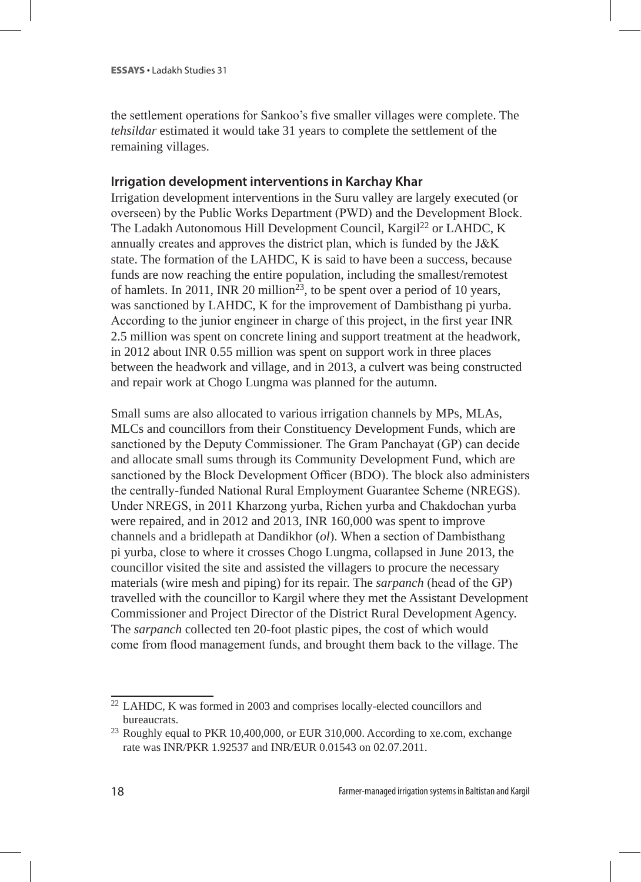the settlement operations for Sankoo's five smaller villages were complete. The *tehsildar* estimated it would take 31 years to complete the settlement of the remaining villages.

### Irrigation development interventions in Karchay Khar

Irrigation development interventions in the Suru valley are largely executed (or overseen) by the Public Works Department (PWD) and the Development Block. The Ladakh Autonomous Hill Development Council, Kargil[22] or LAHDC, K annually creates and approves the district plan, which is funded by the J&K state. The formation of the LAHDC, K is said to have been a success, because funds are now reaching the entire population, including the smallest/remotest of hamlets. In 2011, INR 20 million[23], to be spent over a period of 10 years, was sanctioned by LAHDC, K for the improvement of Dambisthang pi yurba. According to the junior engineer in charge of this project, in the first year INR 2.5 million was spent on concrete lining and support treatment at the headwork, in 2012 about INR 0.55 million was spent on support work in three places between the headwork and village, and in 2013, a culvert was being constructed and repair work at Chogo Lungma was planned for the autumn.

Small sums are also allocated to various irrigation channels by MPs, MLAs, MLCs and councillors from their Constituency Development Funds, which are sanctioned by the Deputy Commissioner. The Gram Panchayat (GP) can decide and allocate small sums through its Community Development Fund, which are sanctioned by the Block Development Officer (BDO). The block also administers the centrally-funded National Rural Employment Guarantee Scheme (NREGS). Under NREGS, in 2011 Kharzong yurba, Richen yurba and Chakdochan yurba were repaired, and in 2012 and 2013, INR 160,000 was spent to improve channels and a bridlepath at Dandikhor (*ol*). When a section of Dambisthang pi yurba, close to where it crosses Chogo Lungma, collapsed in June 2013, the councillor visited the site and assisted the villagers to procure the necessary materials (wire mesh and piping) for its repair. The *sarpanch* (head of the GP) travelled with the councillor to Kargil where they met the Assistant Development Commissioner and Project Director of the District Rural Development Agency. The *sarpanch* collected ten 20-foot plastic pipes, the cost of which would come from flood management funds, and brought them back to the village. The

---

[22] LAHDC, K was formed in 2003 and comprises locally-elected councillors and bureaucrats.

[23] Roughly equal to PKR 10,400,000, or EUR 310,000. According to xe.com, exchange rate was INR/PKR 1.92537 and INR/EUR 0.01543 on 02.07.2011.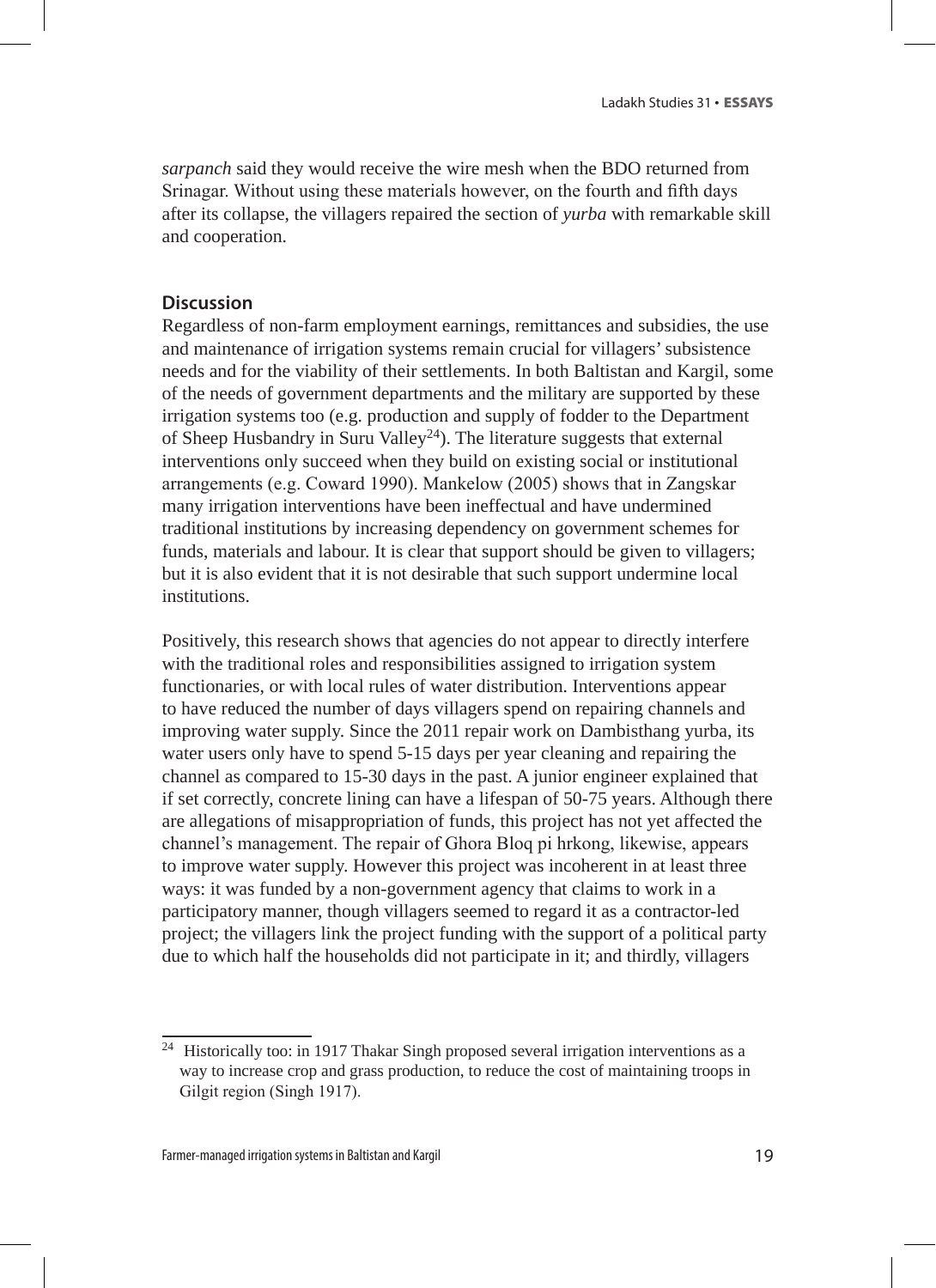*sarpanch* said they would receive the wire mesh when the BDO returned from Srinagar. Without using these materials however, on the fourth and fifth days after its collapse, the villagers repaired the section of *yurba* with remarkable skill and cooperation.

## Discussion

Regardless of non-farm employment earnings, remittances and subsidies, the use and maintenance of irrigation systems remain crucial for villagers' subsistence needs and for the viability of their settlements. In both Baltistan and Kargil, some of the needs of government departments and the military are supported by these irrigation systems too (e.g. production and supply of fodder to the Department of Sheep Husbandry in Suru Valley[24]). The literature suggests that external interventions only succeed when they build on existing social or institutional arrangements (e.g. Coward 1990). Mankelow (2005) shows that in Zangskar many irrigation interventions have been ineffectual and have undermined traditional institutions by increasing dependency on government schemes for funds, materials and labour. It is clear that support should be given to villagers; but it is also evident that it is not desirable that such support undermine local institutions.

Positively, this research shows that agencies do not appear to directly interfere with the traditional roles and responsibilities assigned to irrigation system functionaries, or with local rules of water distribution. Interventions appear to have reduced the number of days villagers spend on repairing channels and improving water supply. Since the 2011 repair work on Dambisthang yurba, its water users only have to spend 5-15 days per year cleaning and repairing the channel as compared to 15-30 days in the past. A junior engineer explained that if set correctly, concrete lining can have a lifespan of 50-75 years. Although there are allegations of misappropriation of funds, this project has not yet affected the channel's management. The repair of Ghora Bloq pi hrkong, likewise, appears to improve water supply. However this project was incoherent in at least three ways: it was funded by a non-government agency that claims to work in a participatory manner, though villagers seemed to regard it as a contractor-led project; the villagers link the project funding with the support of a political party due to which half the households did not participate in it; and thirdly, villagers

[24] Historically too: in 1917 Thakar Singh proposed several irrigation interventions as a way to increase crop and grass production, to reduce the cost of maintaining troops in Gilgit region (Singh 1917).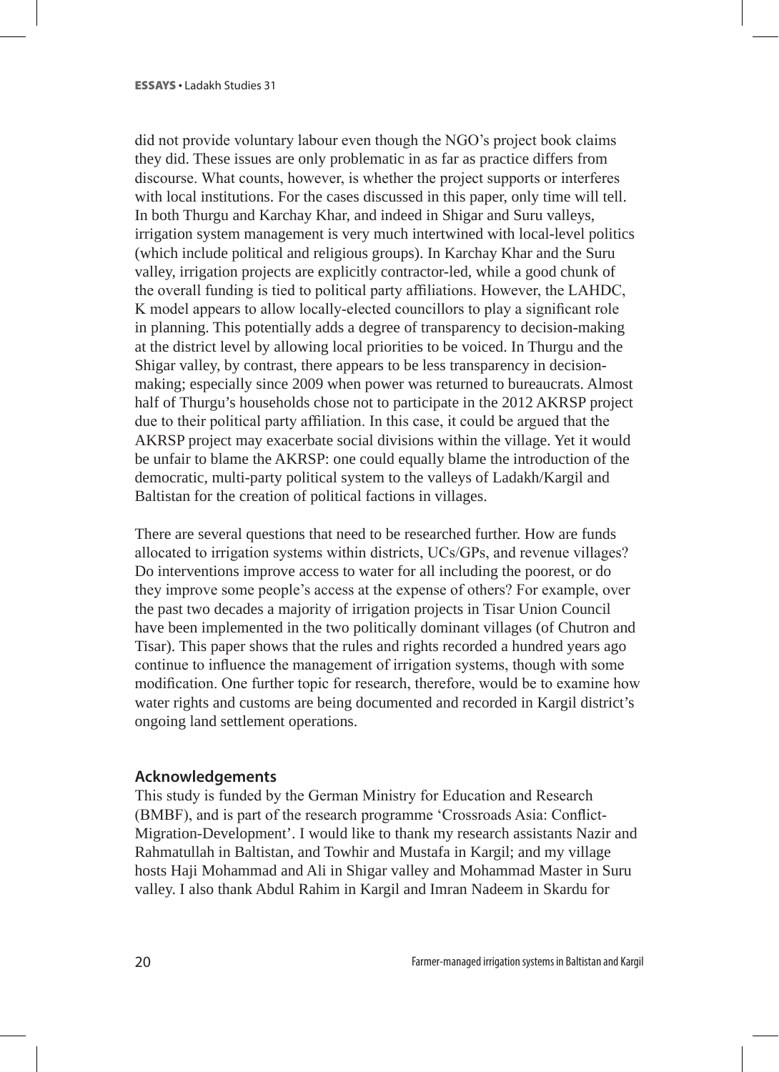did not provide voluntary labour even though the NGO's project book claims they did. These issues are only problematic in as far as practice differs from discourse. What counts, however, is whether the project supports or interferes with local institutions. For the cases discussed in this paper, only time will tell. In both Thurgu and Karchay Khar, and indeed in Shigar and Suru valleys, irrigation system management is very much intertwined with local-level politics (which include political and religious groups). In Karchay Khar and the Suru valley, irrigation projects are explicitly contractor-led, while a good chunk of the overall funding is tied to political party affiliations. However, the LAHDC, K model appears to allow locally-elected councillors to play a significant role in planning. This potentially adds a degree of transparency to decision-making at the district level by allowing local priorities to be voiced. In Thurgu and the Shigar valley, by contrast, there appears to be less transparency in decision-making; especially since 2009 when power was returned to bureaucrats. Almost half of Thurgu's households chose not to participate in the 2012 AKRSP project due to their political party affiliation. In this case, it could be argued that the AKRSP project may exacerbate social divisions within the village. Yet it would be unfair to blame the AKRSP: one could equally blame the introduction of the democratic, multi-party political system to the valleys of Ladakh/Kargil and Baltistan for the creation of political factions in villages.

There are several questions that need to be researched further. How are funds allocated to irrigation systems within districts, UCs/GPs, and revenue villages? Do interventions improve access to water for all including the poorest, or do they improve some people's access at the expense of others? For example, over the past two decades a majority of irrigation projects in Tisar Union Council have been implemented in the two politically dominant villages (of Chutron and Tisar). This paper shows that the rules and rights recorded a hundred years ago continue to influence the management of irrigation systems, though with some modification. One further topic for research, therefore, would be to examine how water rights and customs are being documented and recorded in Kargil district's ongoing land settlement operations.

## Acknowledgements

This study is funded by the German Ministry for Education and Research (BMBF), and is part of the research programme 'Crossroads Asia: Conflict-Migration-Development'. I would like to thank my research assistants Nazir and Rahmatullah in Baltistan, and Towhir and Mustafa in Kargil; and my village hosts Haji Mohammad and Ali in Shigar valley and Mohammad Master in Suru valley. I also thank Abdul Rahim in Kargil and Imran Nadeem in Skardu for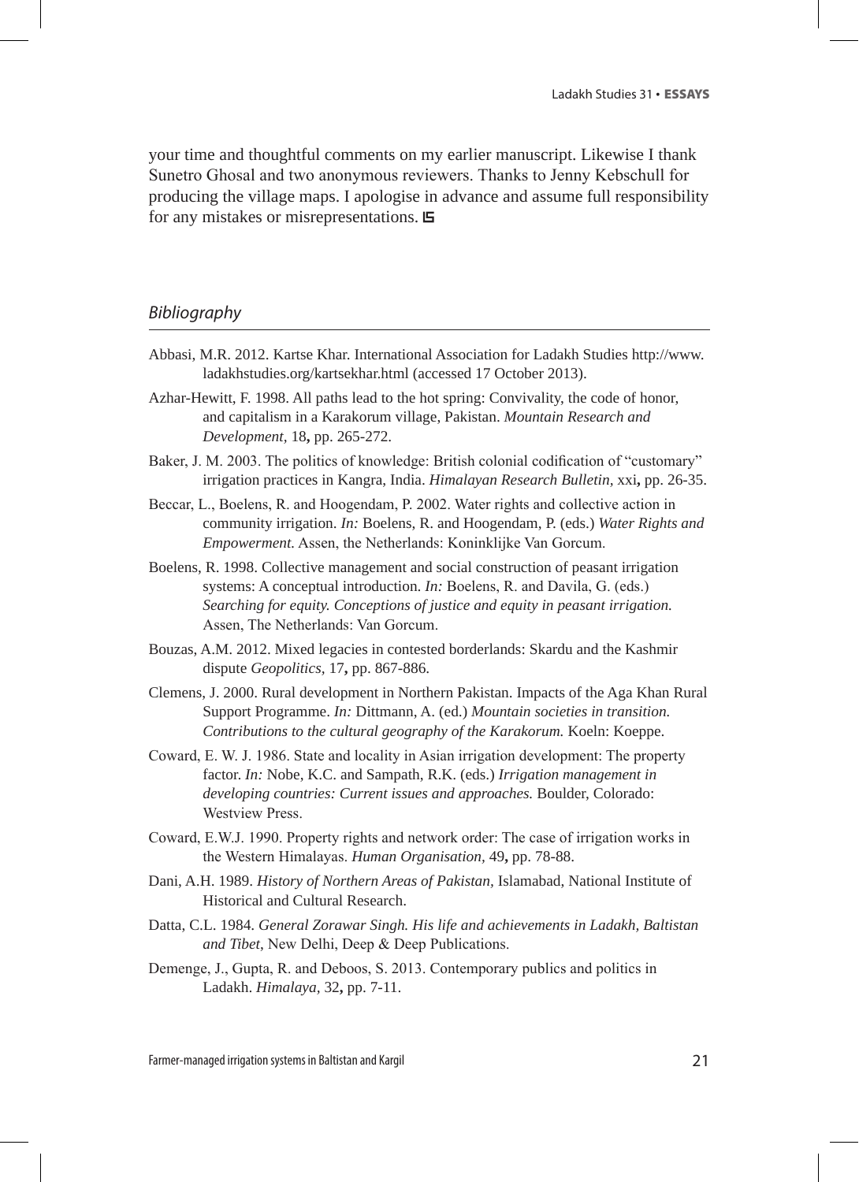your time and thoughtful comments on my earlier manuscript. Likewise I thank Sunetro Ghosal and two anonymous reviewers. Thanks to Jenny Kebschull for producing the village maps. I apologise in advance and assume full responsibility for any mistakes or misrepresentations.

## *Bibliography*

Abbasi, M.R. 2012. Kartse Khar. International Association for Ladakh Studies http://www.ladakhstudies.org/kartsekhar.html (accessed 17 October 2013).

Azhar-Hewitt, F. 1998. All paths lead to the hot spring: Convivality, the code of honor, and capitalism in a Karakorum village, Pakistan. *Mountain Research and Development*, 18**,** pp. 265-272.

Baker, J. M. 2003. The politics of knowledge: British colonial codification of "customary" irrigation practices in Kangra, India. *Himalayan Research Bulletin,* xxi**,** pp. 26-35.

Beccar, L., Boelens, R. and Hoogendam, P. 2002. Water rights and collective action in community irrigation. *In:* Boelens, R. and Hoogendam, P. (eds.) *Water Rights and Empowerment.* Assen, the Netherlands: Koninklijke Van Gorcum.

Boelens, R. 1998. Collective management and social construction of peasant irrigation systems: A conceptual introduction. *In:* Boelens, R. and Davila, G. (eds.) *Searching for equity. Conceptions of justice and equity in peasant irrigation.* Assen, The Netherlands: Van Gorcum.

Bouzas, A.M. 2012. Mixed legacies in contested borderlands: Skardu and the Kashmir dispute *Geopolitics,* 17**,** pp. 867-886.

Clemens, J. 2000. Rural development in Northern Pakistan. Impacts of the Aga Khan Rural Support Programme. *In:* Dittmann, A. (ed.) *Mountain societies in transition. Contributions to the cultural geography of the Karakorum.* Koeln: Koeppe.

Coward, E. W. J. 1986. State and locality in Asian irrigation development: The property factor. *In:* Nobe, K.C. and Sampath, R.K. (eds.) *Irrigation management in developing countries: Current issues and approaches.* Boulder, Colorado: Westview Press.

Coward, E.W.J. 1990. Property rights and network order: The case of irrigation works in the Western Himalayas. *Human Organisation,* 49**,** pp. 78-88.

Dani, A.H. 1989. *History of Northern Areas of Pakistan,* Islamabad, National Institute of Historical and Cultural Research.

Datta, C.L. 1984. *General Zorawar Singh. His life and achievements in Ladakh, Baltistan and Tibet*, New Delhi, Deep & Deep Publications.

Demenge, J., Gupta, R. and Deboos, S. 2013. Contemporary publics and politics in Ladakh. *Himalaya,* 32**,** pp. 7-11.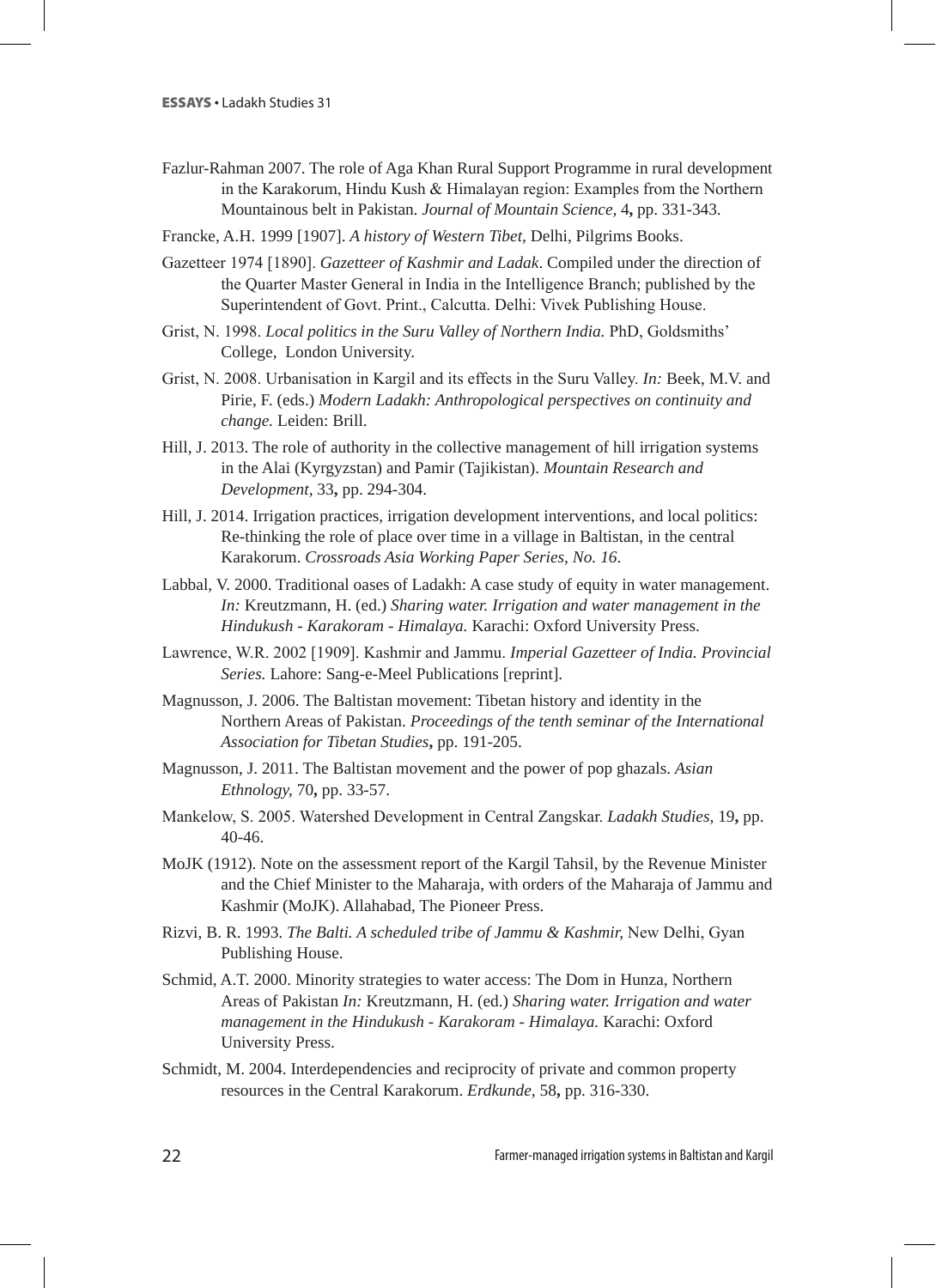Fazlur-Rahman 2007. The role of Aga Khan Rural Support Programme in rural development in the Karakorum, Hindu Kush & Himalayan region: Examples from the Northern Mountainous belt in Pakistan. *Journal of Mountain Science,* 4**,** pp. 331-343.

Francke, A.H. 1999 [1907]. *A history of Western Tibet,* Delhi, Pilgrims Books.

Gazetteer 1974 [1890]. *Gazetteer of Kashmir and Ladak*. Compiled under the direction of the Quarter Master General in India in the Intelligence Branch; published by the Superintendent of Govt. Print., Calcutta. Delhi: Vivek Publishing House.

Grist, N. 1998. *Local politics in the Suru Valley of Northern India.* PhD, Goldsmiths' College, London University.

Grist, N. 2008. Urbanisation in Kargil and its effects in the Suru Valley. *In:* Beek, M.V. and Pirie, F. (eds.) *Modern Ladakh: Anthropological perspectives on continuity and change.* Leiden: Brill.

Hill, J. 2013. The role of authority in the collective management of hill irrigation systems in the Alai (Kyrgyzstan) and Pamir (Tajikistan). *Mountain Research and Development,* 33**,** pp. 294-304.

Hill, J. 2014. Irrigation practices, irrigation development interventions, and local politics: Re-thinking the role of place over time in a village in Baltistan, in the central Karakorum. *Crossroads Asia Working Paper Series, No. 16*.

Labbal, V. 2000. Traditional oases of Ladakh: A case study of equity in water management. *In:* Kreutzmann, H. (ed.) *Sharing water. Irrigation and water management in the Hindukush - Karakoram - Himalaya.* Karachi: Oxford University Press.

Lawrence, W.R. 2002 [1909]. Kashmir and Jammu. *Imperial Gazetteer of India. Provincial Series.* Lahore: Sang-e-Meel Publications [reprint].

Magnusson, J. 2006. The Baltistan movement: Tibetan history and identity in the Northern Areas of Pakistan. *Proceedings of the tenth seminar of the International Association for Tibetan Studies***,** pp. 191-205.

Magnusson, J. 2011. The Baltistan movement and the power of pop ghazals. *Asian Ethnology,* 70**,** pp. 33-57.

Mankelow, S. 2005. Watershed Development in Central Zangskar. *Ladakh Studies,* 19**,** pp. 40-46.

MoJK (1912). Note on the assessment report of the Kargil Tahsil, by the Revenue Minister and the Chief Minister to the Maharaja, with orders of the Maharaja of Jammu and Kashmir (MoJK). Allahabad, The Pioneer Press.

Rizvi, B. R. 1993. *The Balti. A scheduled tribe of Jammu & Kashmir,* New Delhi, Gyan Publishing House.

Schmid, A.T. 2000. Minority strategies to water access: The Dom in Hunza, Northern Areas of Pakistan *In:* Kreutzmann, H. (ed.) *Sharing water. Irrigation and water management in the Hindukush - Karakoram - Himalaya.* Karachi: Oxford University Press.

Schmidt, M. 2004. Interdependencies and reciprocity of private and common property resources in the Central Karakorum. *Erdkunde,* 58**,** pp. 316-330.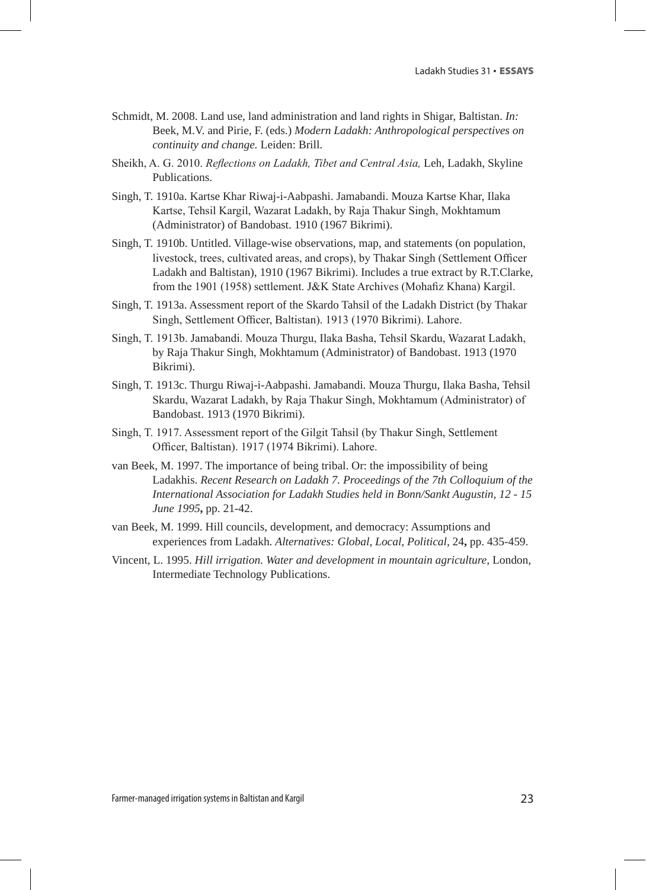Schmidt, M. 2008. Land use, land administration and land rights in Shigar, Baltistan. *In:* Beek, M.V. and Pirie, F. (eds.) *Modern Ladakh: Anthropological perspectives on continuity and change.* Leiden: Brill.

Sheikh, A. G. 2010. *Reflections on Ladakh, Tibet and Central Asia,* Leh, Ladakh, Skyline Publications.

Singh, T. 1910a. Kartse Khar Riwaj-i-Aabpashi. Jamabandi. Mouza Kartse Khar, Ilaka Kartse, Tehsil Kargil, Wazarat Ladakh, by Raja Thakur Singh, Mokhtamum (Administrator) of Bandobast. 1910 (1967 Bikrimi).

Singh, T. 1910b. Untitled. Village-wise observations, map, and statements (on population, livestock, trees, cultivated areas, and crops), by Thakar Singh (Settlement Officer Ladakh and Baltistan), 1910 (1967 Bikrimi). Includes a true extract by R.T.Clarke, from the 1901 (1958) settlement. J&K State Archives (Mohafiz Khana) Kargil.

Singh, T. 1913a. Assessment report of the Skardo Tahsil of the Ladakh District (by Thakar Singh, Settlement Officer, Baltistan). 1913 (1970 Bikrimi). Lahore.

Singh, T. 1913b. Jamabandi. Mouza Thurgu, Ilaka Basha, Tehsil Skardu, Wazarat Ladakh, by Raja Thakur Singh, Mokhtamum (Administrator) of Bandobast. 1913 (1970 Bikrimi).

Singh, T. 1913c. Thurgu Riwaj-i-Aabpashi. Jamabandi. Mouza Thurgu, Ilaka Basha, Tehsil Skardu, Wazarat Ladakh, by Raja Thakur Singh, Mokhtamum (Administrator) of Bandobast. 1913 (1970 Bikrimi).

Singh, T. 1917. Assessment report of the Gilgit Tahsil (by Thakur Singh, Settlement Officer, Baltistan). 1917 (1974 Bikrimi). Lahore.

van Beek, M. 1997. The importance of being tribal. Or: the impossibility of being Ladakhis. *Recent Research on Ladakh 7. Proceedings of the 7th Colloquium of the International Association for Ladakh Studies held in Bonn/Sankt Augustin, 12 - 15 June 1995***,** pp. 21-42.

van Beek, M. 1999. Hill councils, development, and democracy: Assumptions and experiences from Ladakh. *Alternatives: Global, Local, Political,* 24**,** pp. 435-459.

Vincent, L. 1995. *Hill irrigation. Water and development in mountain agriculture,* London, Intermediate Technology Publications.